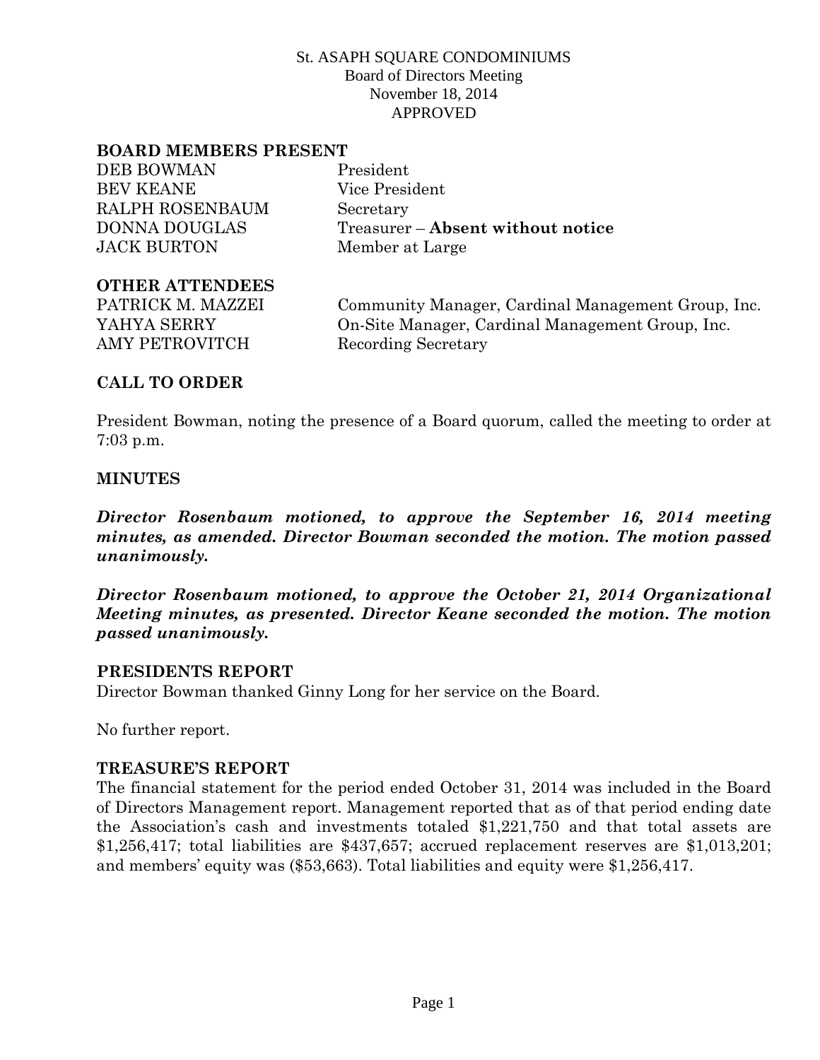St. ASAPH SQUARE CONDOMINIUMS
Board of Directors Meeting
November 18, 2014
APPROVED

## BOARD MEMBERS PRESENT

| | |
|---|---|
| DEB BOWMAN | President |
| BEV KEANE | Vice President |
| RALPH ROSENBAUM | Secretary |
| DONNA DOUGLAS | Treasurer – **Absent without notice** |
| JACK BURTON | Member at Large |

## OTHER ATTENDEES

| | |
|---|---|
| PATRICK M. MAZZEI | Community Manager, Cardinal Management Group, Inc. |
| YAHYA SERRY | On-Site Manager, Cardinal Management Group, Inc. |
| AMY PETROVITCH | Recording Secretary |

## CALL TO ORDER

President Bowman, noting the presence of a Board quorum, called the meeting to order at 7:03 p.m.

## MINUTES

***Director Rosenbaum motioned, to approve the September 16, 2014 meeting minutes, as amended. Director Bowman seconded the motion. The motion passed unanimously.***

***Director Rosenbaum motioned, to approve the October 21, 2014 Organizational Meeting minutes, as presented. Director Keane seconded the motion. The motion passed unanimously.***

## PRESIDENTS REPORT

Director Bowman thanked Ginny Long for her service on the Board.

No further report.

## TREASURE'S REPORT

The financial statement for the period ended October 31, 2014 was included in the Board of Directors Management report. Management reported that as of that period ending date the Association's cash and investments totaled $1,221,750 and that total assets are $1,256,417; total liabilities are $437,657; accrued replacement reserves are $1,013,201; and members' equity was ($53,663). Total liabilities and equity were $1,256,417.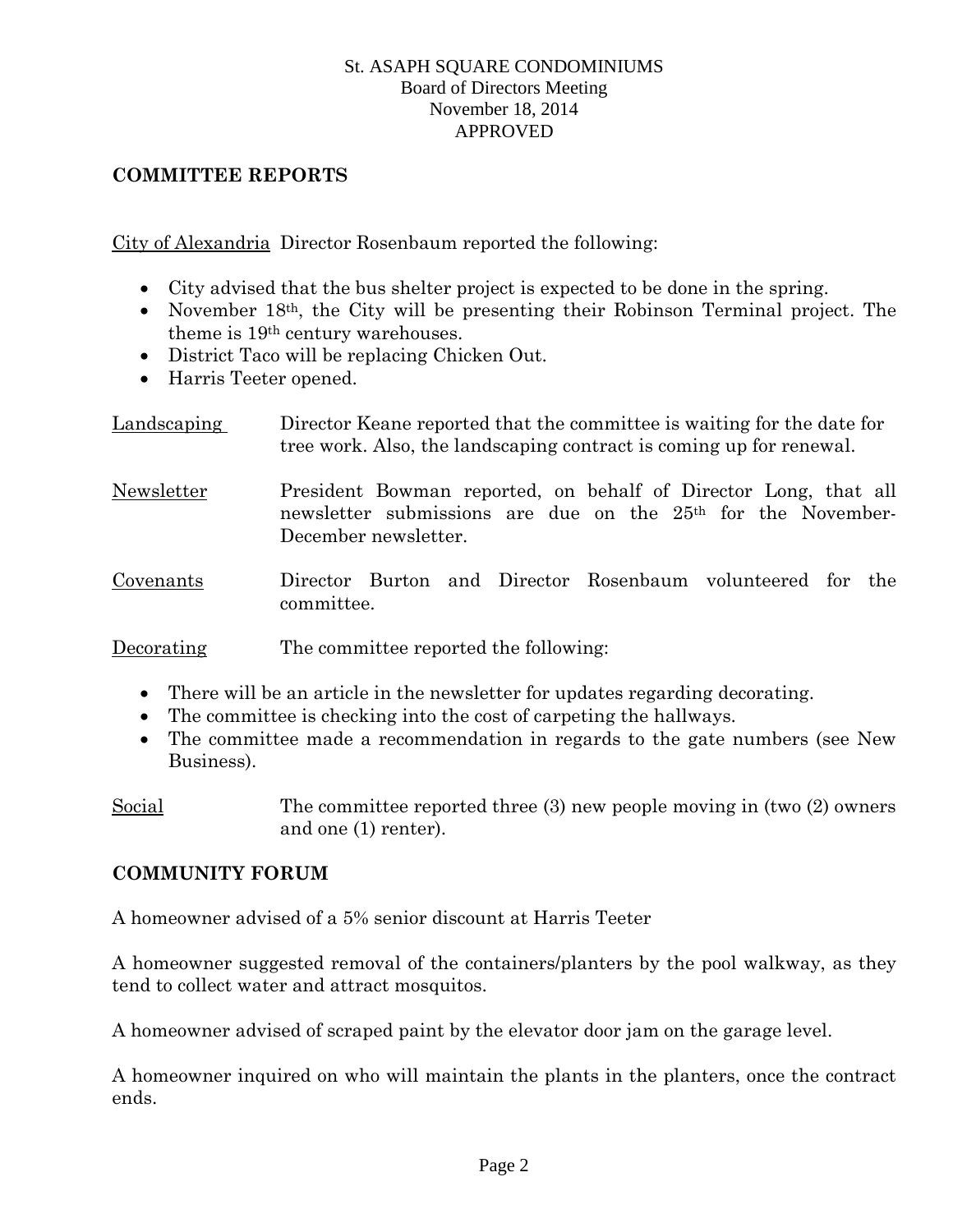St. ASAPH SQUARE CONDOMINIUMS
Board of Directors Meeting
November 18, 2014
APPROVED

## COMMITTEE REPORTS

City of Alexandria  Director Rosenbaum reported the following:

- City advised that the bus shelter project is expected to be done in the spring.
- November 18th, the City will be presenting their Robinson Terminal project. The theme is 19th century warehouses.
- District Taco will be replacing Chicken Out.
- Harris Teeter opened.

Landscaping  Director Keane reported that the committee is waiting for the date for tree work. Also, the landscaping contract is coming up for renewal.

Newsletter  President Bowman reported, on behalf of Director Long, that all newsletter submissions are due on the 25th for the November-December newsletter.

Covenants  Director Burton and Director Rosenbaum volunteered for the committee.

Decorating  The committee reported the following:

- There will be an article in the newsletter for updates regarding decorating.
- The committee is checking into the cost of carpeting the hallways.
- The committee made a recommendation in regards to the gate numbers (see New Business).

Social  The committee reported three (3) new people moving in (two (2) owners and one (1) renter).

## COMMUNITY FORUM

A homeowner advised of a 5% senior discount at Harris Teeter

A homeowner suggested removal of the containers/planters by the pool walkway, as they tend to collect water and attract mosquitos.

A homeowner advised of scraped paint by the elevator door jam on the garage level.

A homeowner inquired on who will maintain the plants in the planters, once the contract ends.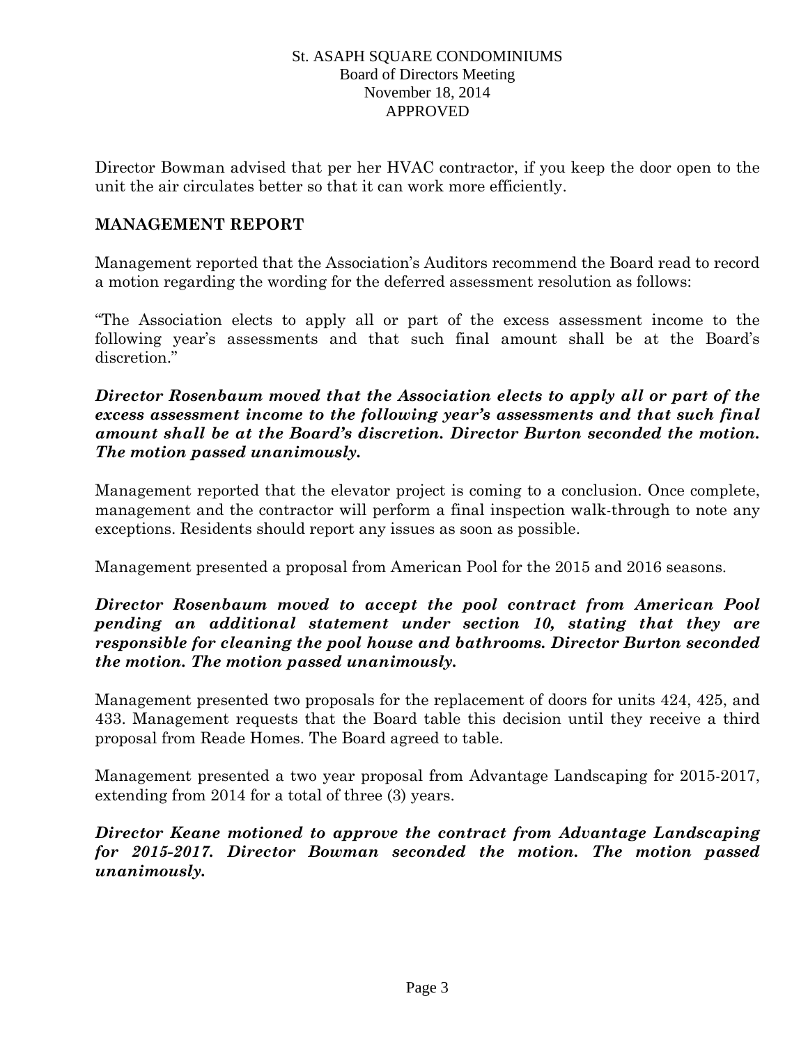Director Bowman advised that per her HVAC contractor, if you keep the door open to the unit the air circulates better so that it can work more efficiently.

## MANAGEMENT REPORT

Management reported that the Association's Auditors recommend the Board read to record a motion regarding the wording for the deferred assessment resolution as follows:

"The Association elects to apply all or part of the excess assessment income to the following year's assessments and that such final amount shall be at the Board's discretion."

***Director Rosenbaum moved that the Association elects to apply all or part of the excess assessment income to the following year's assessments and that such final amount shall be at the Board's discretion. Director Burton seconded the motion. The motion passed unanimously.***

Management reported that the elevator project is coming to a conclusion. Once complete, management and the contractor will perform a final inspection walk-through to note any exceptions. Residents should report any issues as soon as possible.

Management presented a proposal from American Pool for the 2015 and 2016 seasons.

***Director Rosenbaum moved to accept the pool contract from American Pool pending an additional statement under section 10, stating that they are responsible for cleaning the pool house and bathrooms. Director Burton seconded the motion. The motion passed unanimously.***

Management presented two proposals for the replacement of doors for units 424, 425, and 433. Management requests that the Board table this decision until they receive a third proposal from Reade Homes. The Board agreed to table.

Management presented a two year proposal from Advantage Landscaping for 2015-2017, extending from 2014 for a total of three (3) years.

***Director Keane motioned to approve the contract from Advantage Landscaping for 2015-2017. Director Bowman seconded the motion. The motion passed unanimously.***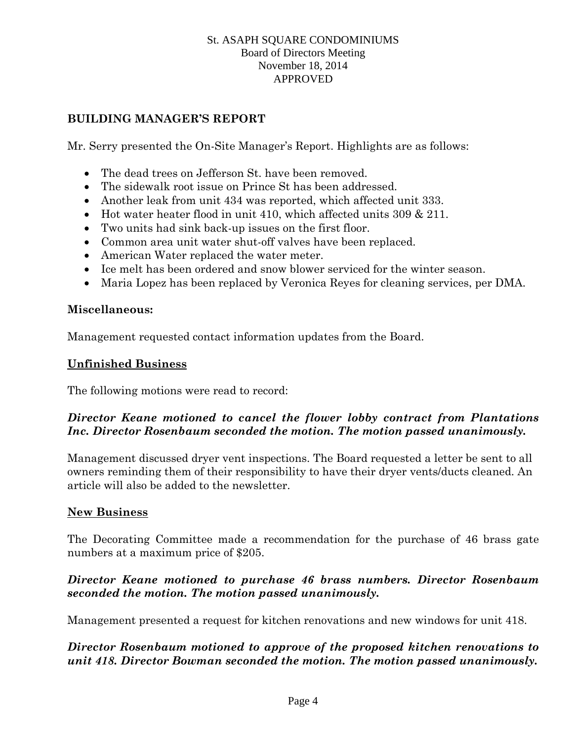## BUILDING MANAGER'S REPORT

Mr. Serry presented the On-Site Manager's Report. Highlights are as follows:

- The dead trees on Jefferson St. have been removed.
- The sidewalk root issue on Prince St has been addressed.
- Another leak from unit 434 was reported, which affected unit 333.
- Hot water heater flood in unit 410, which affected units 309 & 211.
- Two units had sink back-up issues on the first floor.
- Common area unit water shut-off valves have been replaced.
- American Water replaced the water meter.
- Ice melt has been ordered and snow blower serviced for the winter season.
- Maria Lopez has been replaced by Veronica Reyes for cleaning services, per DMA.

**Miscellaneous:**

Management requested contact information updates from the Board.

## Unfinished Business

The following motions were read to record:

***Director Keane motioned to cancel the flower lobby contract from Plantations Inc. Director Rosenbaum seconded the motion. The motion passed unanimously.***

Management discussed dryer vent inspections. The Board requested a letter be sent to all owners reminding them of their responsibility to have their dryer vents/ducts cleaned. An article will also be added to the newsletter.

## New Business

The Decorating Committee made a recommendation for the purchase of 46 brass gate numbers at a maximum price of $205.

***Director Keane motioned to purchase 46 brass numbers. Director Rosenbaum seconded the motion. The motion passed unanimously.***

Management presented a request for kitchen renovations and new windows for unit 418.

***Director Rosenbaum motioned to approve of the proposed kitchen renovations to unit 418. Director Bowman seconded the motion. The motion passed unanimously.***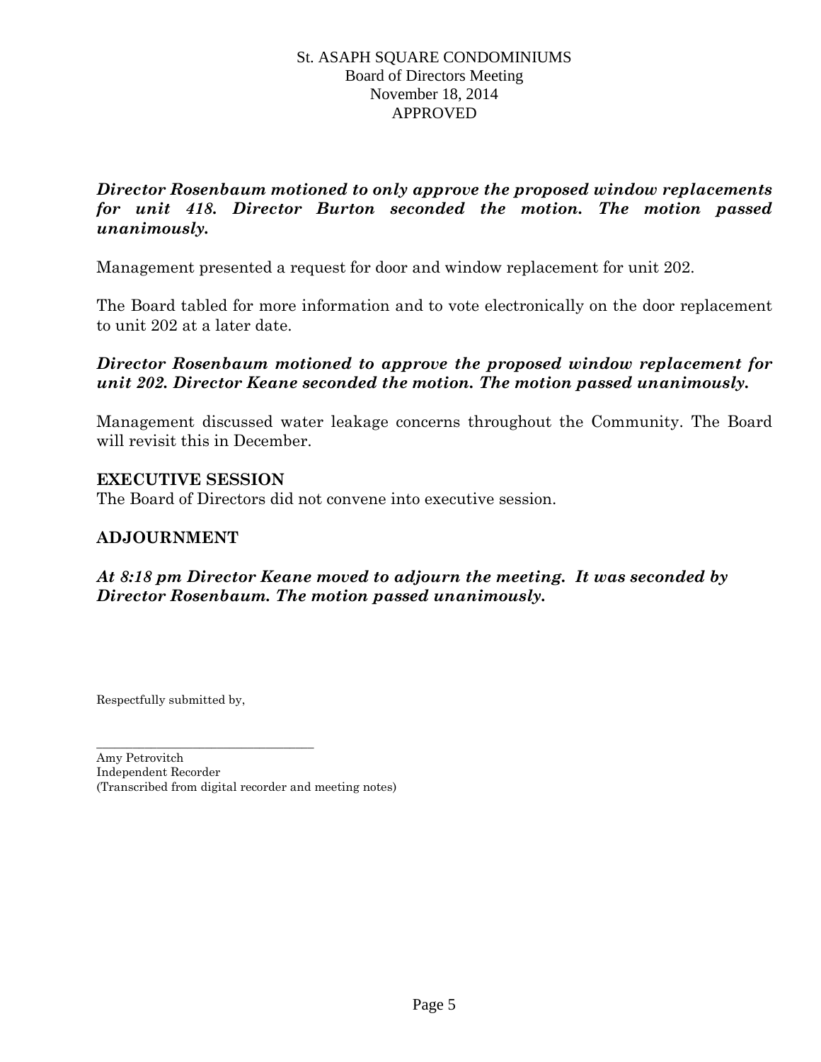***Director Rosenbaum motioned to only approve the proposed window replacements for unit 418. Director Burton seconded the motion. The motion passed unanimously.***

Management presented a request for door and window replacement for unit 202.

The Board tabled for more information and to vote electronically on the door replacement to unit 202 at a later date.

***Director Rosenbaum motioned to approve the proposed window replacement for unit 202. Director Keane seconded the motion. The motion passed unanimously.***

Management discussed water leakage concerns throughout the Community. The Board will revisit this in December.

**EXECUTIVE SESSION**
The Board of Directors did not convene into executive session.

**ADJOURNMENT**

***At 8:18 pm Director Keane moved to adjourn the meeting. It was seconded by Director Rosenbaum. The motion passed unanimously.***

Respectfully submitted by,

\_\_\_\_\_\_\_\_\_\_\_\_\_\_\_\_\_\_\_\_\_\_\_\_\_\_\_\_\_\_\_\_\_\_
Amy Petrovitch
Independent Recorder
(Transcribed from digital recorder and meeting notes)